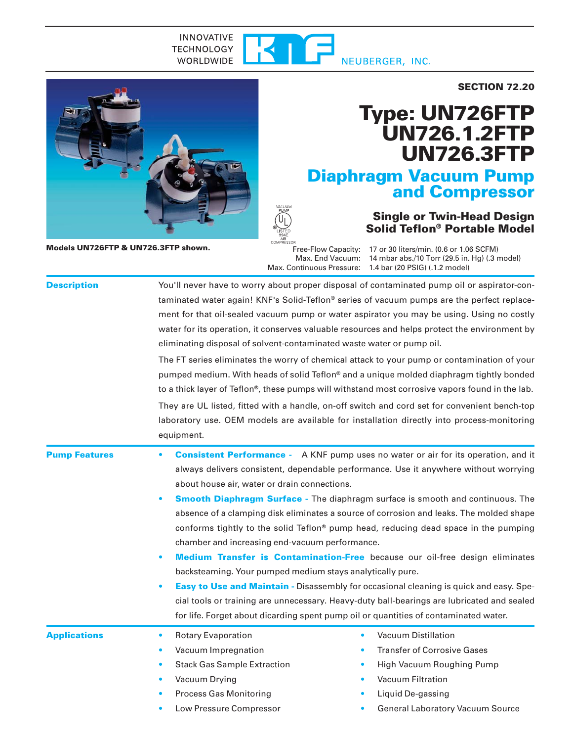INNOVATIVE TECHNOLOGY WORLDWIDE — KNF NEUBERGER, INC.

**SECTION 72.20**

# Type: UN726FTP UN726.1.2FTP UN726.3FTP

## Diaphragm Vacuum Pump and Compressor

### Single or Twin-Head Design Solid Teflon® Portable Model

VACUUM PUMP UL LISTED 994E AIR COMPRESSOR

**Models UN726FTP & UN726.3FTP shown.**

Free-Flow Capacity: 17 or 30 liters/min. (0.6 or 1.06 SCFM)
Max. End Vacuum: 14 mbar abs./10 Torr (29.5 in. Hg) (.3 model)
Max. Continuous Pressure: 1.4 bar (20 PSIG) (.1.2 model)

## Description

You'll never have to worry about proper disposal of contaminated pump oil or aspirator-contaminated water again! KNF's Solid-Teflon® series of vacuum pumps are the perfect replacement for that oil-sealed vacuum pump or water aspirator you may be using. Using no costly water for its operation, it conserves valuable resources and helps protect the environment by eliminating disposal of solvent-contaminated waste water or pump oil.

The FT series eliminates the worry of chemical attack to your pump or contamination of your pumped medium. With heads of solid Teflon® and a unique molded diaphragm tightly bonded to a thick layer of Teflon®, these pumps will withstand most corrosive vapors found in the lab.

They are UL listed, fitted with a handle, on-off switch and cord set for convenient bench-top laboratory use. OEM models are available for installation directly into process-monitoring equipment.

## Pump Features

- **Consistent Performance -** A KNF pump uses no water or air for its operation, and it always delivers consistent, dependable performance. Use it anywhere without worrying about house air, water or drain connections.
- **Smooth Diaphragm Surface -** The diaphragm surface is smooth and continuous. The absence of a clamping disk eliminates a source of corrosion and leaks. The molded shape conforms tightly to the solid Teflon® pump head, reducing dead space in the pumping chamber and increasing end-vacuum performance.
- **Medium Transfer is Contamination-Free** because our oil-free design eliminates backsteaming. Your pumped medium stays analytically pure.
- **Easy to Use and Maintain -** Disassembly for occasional cleaning is quick and easy. Special tools or training are unnecessary. Heavy-duty ball-bearings are lubricated and sealed for life. Forget about dicarding spent pump oil or quantities of contaminated water.

## Applications

- Rotary Evaporation
- Vacuum Impregnation
- Stack Gas Sample Extraction
- Vacuum Drying
- Process Gas Monitoring
- Low Pressure Compressor
- Vacuum Distillation
- Transfer of Corrosive Gases
- High Vacuum Roughing Pump
- Vacuum Filtration
- Liquid De-gassing
- General Laboratory Vacuum Source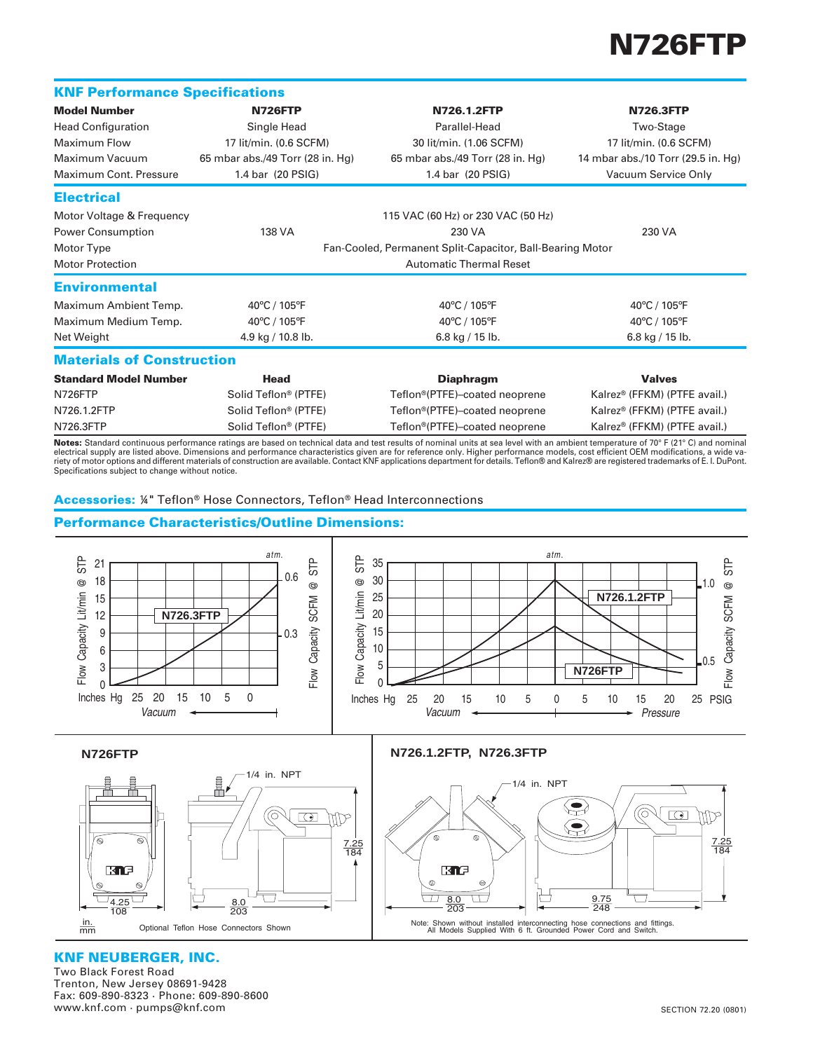# N726FTP

## KNF Performance Specifications

| Model Number | N726FTP | N726.1.2FTP | N726.3FTP |
|---|---|---|---|
| Head Configuration | Single Head | Parallel-Head | Two-Stage |
| Maximum Flow | 17 lit/min. (0.6 SCFM) | 30 lit/min. (1.06 SCFM) | 17 lit/min. (0.6 SCFM) |
| Maximum Vacuum | 65 mbar abs./49 Torr (28 in. Hg) | 65 mbar abs./49 Torr (28 in. Hg) | 14 mbar abs./10 Torr (29.5 in. Hg) |
| Maximum Cont. Pressure | 1.4 bar (20 PSIG) | 1.4 bar (20 PSIG) | Vacuum Service Only |

## Electrical

| | | | |
|---|---|---|---|
| Motor Voltage & Frequency | | 115 VAC (60 Hz) or 230 VAC (50 Hz) | |
| Power Consumption | 138 VA | 230 VA | 230 VA |
| Motor Type | | Fan-Cooled, Permanent Split-Capacitor, Ball-Bearing Motor | |
| Motor Protection | | Automatic Thermal Reset | |

## Environmental

| | | | |
|---|---|---|---|
| Maximum Ambient Temp. | 40°C / 105°F | 40°C / 105°F | 40°C / 105°F |
| Maximum Medium Temp. | 40°C / 105°F | 40°C / 105°F | 40°C / 105°F |
| Net Weight | 4.9 kg / 10.8 lb. | 6.8 kg / 15 lb. | 6.8 kg / 15 lb. |

## Materials of Construction

| Standard Model Number | Head | Diaphragm | Valves |
|---|---|---|---|
| N726FTP | Solid Teflon® (PTFE) | Teflon®(PTFE)–coated neoprene | Kalrez® (FFKM) (PTFE avail.) |
| N726.1.2FTP | Solid Teflon® (PTFE) | Teflon®(PTFE)–coated neoprene | Kalrez® (FFKM) (PTFE avail.) |
| N726.3FTP | Solid Teflon® (PTFE) | Teflon®(PTFE)–coated neoprene | Kalrez® (FFKM) (PTFE avail.) |

**Notes:** Standard continuous performance ratings are based on technical data and test results of nominal units at sea level with an ambient temperature of 70° F (21° C) and nominal electrical supply are listed above. Dimensions and performance characteristics given are for reference only. Higher performance models, cost efficient OEM modifications, a wide variety of motor options and different materials of construction are available. Contact KNF applications department for details. Teflon® and Kalrez® are registered trademarks of E. I. DuPont. Specifications subject to change without notice.

**Accessories:** ¼" Teflon® Hose Connectors, Teflon® Head Interconnections

## Performance Characteristics/Outline Dimensions:

N726.3FTP

Flow Capacity Lit/min @ STP: 21, 18, 15, 12, 9, 6, 3, 0

Flow Capacity SCFM @ STP: 0.6, 0.3

atm.

Inches Hg 25 20 15 10 5 0

Vacuum

N726.1.2FTP

N726FTP

Flow Capacity Lit/min @ STP: 35, 30, 25, 20, 15, 10, 5, 0

Flow Capacity SCFM @ STP: 1.0, 0.5

atm.

Inches Hg 25 20 15 10 5 0 5 10 15 20 25 PSIG

Vacuum — Pressure

N726FTP

1/4 in. NPT

7.25 / 184

4.25 / 108

8.0 / 203

in. / mm

Optional Teflon Hose Connectors Shown

N726.1.2FTP, N726.3FTP

1/4 in. NPT

7.25 / 184

8.0 / 203

9.75 / 248

Note: Shown without installed interconnecting hose connections and fittings.
All Models Supplied With 6 ft. Grounded Power Cord and Switch.

**KNF NEUBERGER, INC.**
Two Black Forest Road
Trenton, New Jersey 08691-9428
Fax: 609-890-8323 · Phone: 609-890-8600
www.knf.com · pumps@knf.com

SECTION 72.20 (0801)